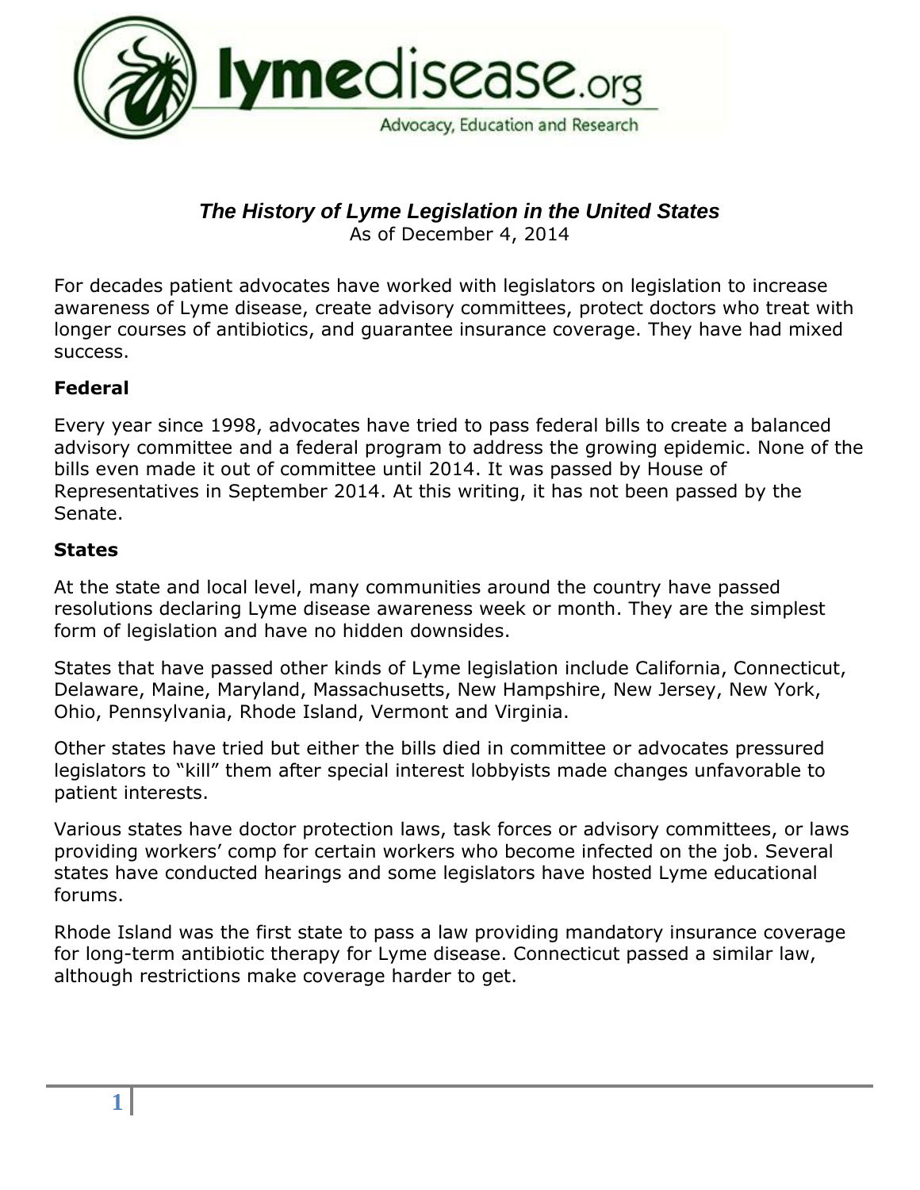lymedisease.org

Advocacy, Education and Research

# *The History of Lyme Legislation in the United States*

As of December 4, 2014

For decades patient advocates have worked with legislators on legislation to increase awareness of Lyme disease, create advisory committees, protect doctors who treat with longer courses of antibiotics, and guarantee insurance coverage. They have had mixed success.

## Federal

Every year since 1998, advocates have tried to pass federal bills to create a balanced advisory committee and a federal program to address the growing epidemic. None of the bills even made it out of committee until 2014. It was passed by House of Representatives in September 2014. At this writing, it has not been passed by the Senate.

## States

At the state and local level, many communities around the country have passed resolutions declaring Lyme disease awareness week or month. They are the simplest form of legislation and have no hidden downsides.

States that have passed other kinds of Lyme legislation include California, Connecticut, Delaware, Maine, Maryland, Massachusetts, New Hampshire, New Jersey, New York, Ohio, Pennsylvania, Rhode Island, Vermont and Virginia.

Other states have tried but either the bills died in committee or advocates pressured legislators to "kill" them after special interest lobbyists made changes unfavorable to patient interests.

Various states have doctor protection laws, task forces or advisory committees, or laws providing workers' comp for certain workers who become infected on the job. Several states have conducted hearings and some legislators have hosted Lyme educational forums.

Rhode Island was the first state to pass a law providing mandatory insurance coverage for long-term antibiotic therapy for Lyme disease. Connecticut passed a similar law, although restrictions make coverage harder to get.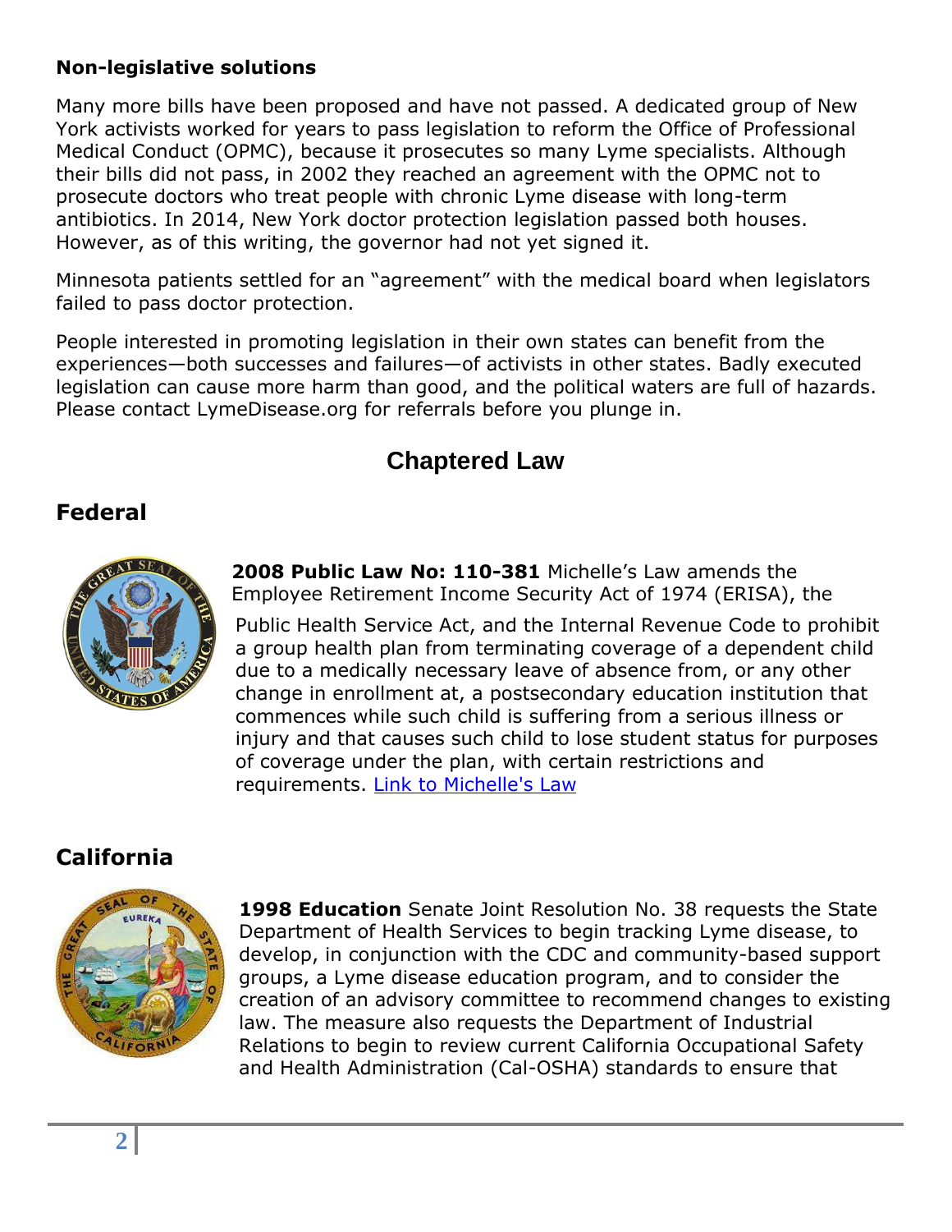**Non-legislative solutions**

Many more bills have been proposed and have not passed. A dedicated group of New York activists worked for years to pass legislation to reform the Office of Professional Medical Conduct (OPMC), because it prosecutes so many Lyme specialists. Although their bills did not pass, in 2002 they reached an agreement with the OPMC not to prosecute doctors who treat people with chronic Lyme disease with long-term antibiotics. In 2014, New York doctor protection legislation passed both houses. However, as of this writing, the governor had not yet signed it.

Minnesota patients settled for an "agreement" with the medical board when legislators failed to pass doctor protection.

People interested in promoting legislation in their own states can benefit from the experiences—both successes and failures—of activists in other states. Badly executed legislation can cause more harm than good, and the political waters are full of hazards. Please contact LymeDisease.org for referrals before you plunge in.

# Chaptered Law

## Federal

**2008 Public Law No: 110-381** Michelle's Law amends the Employee Retirement Income Security Act of 1974 (ERISA), the Public Health Service Act, and the Internal Revenue Code to prohibit a group health plan from terminating coverage of a dependent child due to a medically necessary leave of absence from, or any other change in enrollment at, a postsecondary education institution that commences while such child is suffering from a serious illness or injury and that causes such child to lose student status for purposes of coverage under the plan, with certain restrictions and requirements. Link to Michelle's Law

## California

**1998 Education** Senate Joint Resolution No. 38 requests the State Department of Health Services to begin tracking Lyme disease, to develop, in conjunction with the CDC and community-based support groups, a Lyme disease education program, and to consider the creation of an advisory committee to recommend changes to existing law. The measure also requests the Department of Industrial Relations to begin to review current California Occupational Safety and Health Administration (Cal-OSHA) standards to ensure that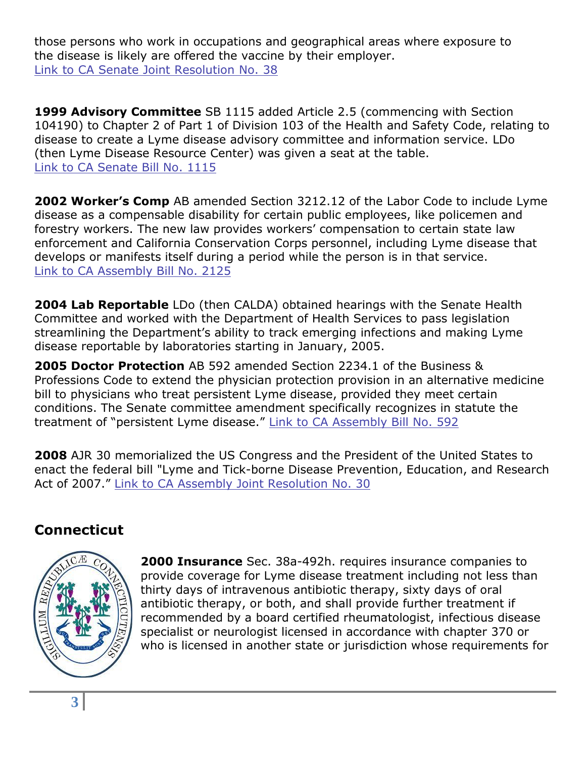those persons who work in occupations and geographical areas where exposure to the disease is likely are offered the vaccine by their employer.
Link to CA Senate Joint Resolution No. 38

**1999 Advisory Committee** SB 1115 added Article 2.5 (commencing with Section 104190) to Chapter 2 of Part 1 of Division 103 of the Health and Safety Code, relating to disease to create a Lyme disease advisory committee and information service. LDo (then Lyme Disease Resource Center) was given a seat at the table.
Link to CA Senate Bill No. 1115

**2002 Worker's Comp** AB amended Section 3212.12 of the Labor Code to include Lyme disease as a compensable disability for certain public employees, like policemen and forestry workers. The new law provides workers' compensation to certain state law enforcement and California Conservation Corps personnel, including Lyme disease that develops or manifests itself during a period while the person is in that service.
Link to CA Assembly Bill No. 2125

**2004 Lab Reportable** LDo (then CALDA) obtained hearings with the Senate Health Committee and worked with the Department of Health Services to pass legislation streamlining the Department's ability to track emerging infections and making Lyme disease reportable by laboratories starting in January, 2005.

**2005 Doctor Protection** AB 592 amended Section 2234.1 of the Business & Professions Code to extend the physician protection provision in an alternative medicine bill to physicians who treat persistent Lyme disease, provided they meet certain conditions. The Senate committee amendment specifically recognizes in statute the treatment of "persistent Lyme disease." Link to CA Assembly Bill No. 592

**2008** AJR 30 memorialized the US Congress and the President of the United States to enact the federal bill "Lyme and Tick-borne Disease Prevention, Education, and Research Act of 2007." Link to CA Assembly Joint Resolution No. 30

## Connecticut

**2000 Insurance** Sec. 38a-492h. requires insurance companies to provide coverage for Lyme disease treatment including not less than thirty days of intravenous antibiotic therapy, sixty days of oral antibiotic therapy, or both, and shall provide further treatment if recommended by a board certified rheumatologist, infectious disease specialist or neurologist licensed in accordance with chapter 370 or who is licensed in another state or jurisdiction whose requirements for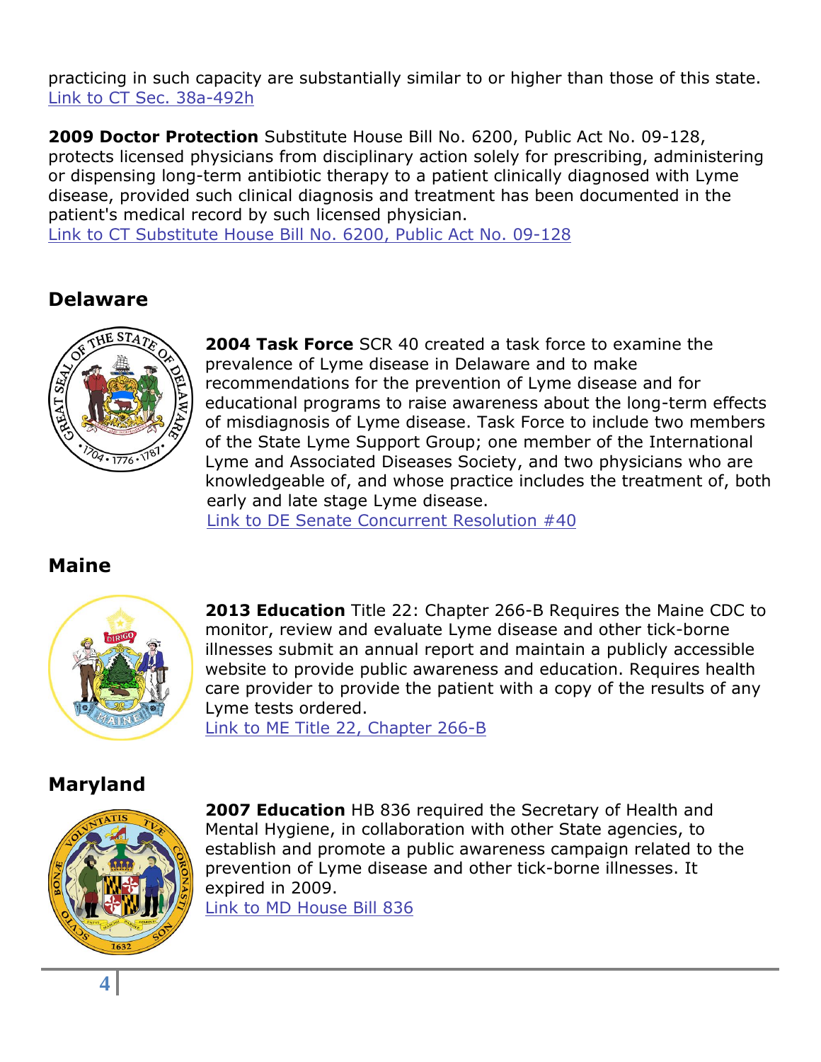practicing in such capacity are substantially similar to or higher than those of this state.
Link to CT Sec. 38a-492h

**2009 Doctor Protection** Substitute House Bill No. 6200, Public Act No. 09-128, protects licensed physicians from disciplinary action solely for prescribing, administering or dispensing long-term antibiotic therapy to a patient clinically diagnosed with Lyme disease, provided such clinical diagnosis and treatment has been documented in the patient's medical record by such licensed physician.
Link to CT Substitute House Bill No. 6200, Public Act No. 09-128

## Delaware

**2004 Task Force** SCR 40 created a task force to examine the prevalence of Lyme disease in Delaware and to make recommendations for the prevention of Lyme disease and for educational programs to raise awareness about the long-term effects of misdiagnosis of Lyme disease. Task Force to include two members of the State Lyme Support Group; one member of the International Lyme and Associated Diseases Society, and two physicians who are knowledgeable of, and whose practice includes the treatment of, both early and late stage Lyme disease.
Link to DE Senate Concurrent Resolution #40

## Maine

**2013 Education** Title 22: Chapter 266-B Requires the Maine CDC to monitor, review and evaluate Lyme disease and other tick-borne illnesses submit an annual report and maintain a publicly accessible website to provide public awareness and education. Requires health care provider to provide the patient with a copy of the results of any Lyme tests ordered.
Link to ME Title 22, Chapter 266-B

## Maryland

**2007 Education** HB 836 required the Secretary of Health and Mental Hygiene, in collaboration with other State agencies, to establish and promote a public awareness campaign related to the prevention of Lyme disease and other tick-borne illnesses. It expired in 2009.
Link to MD House Bill 836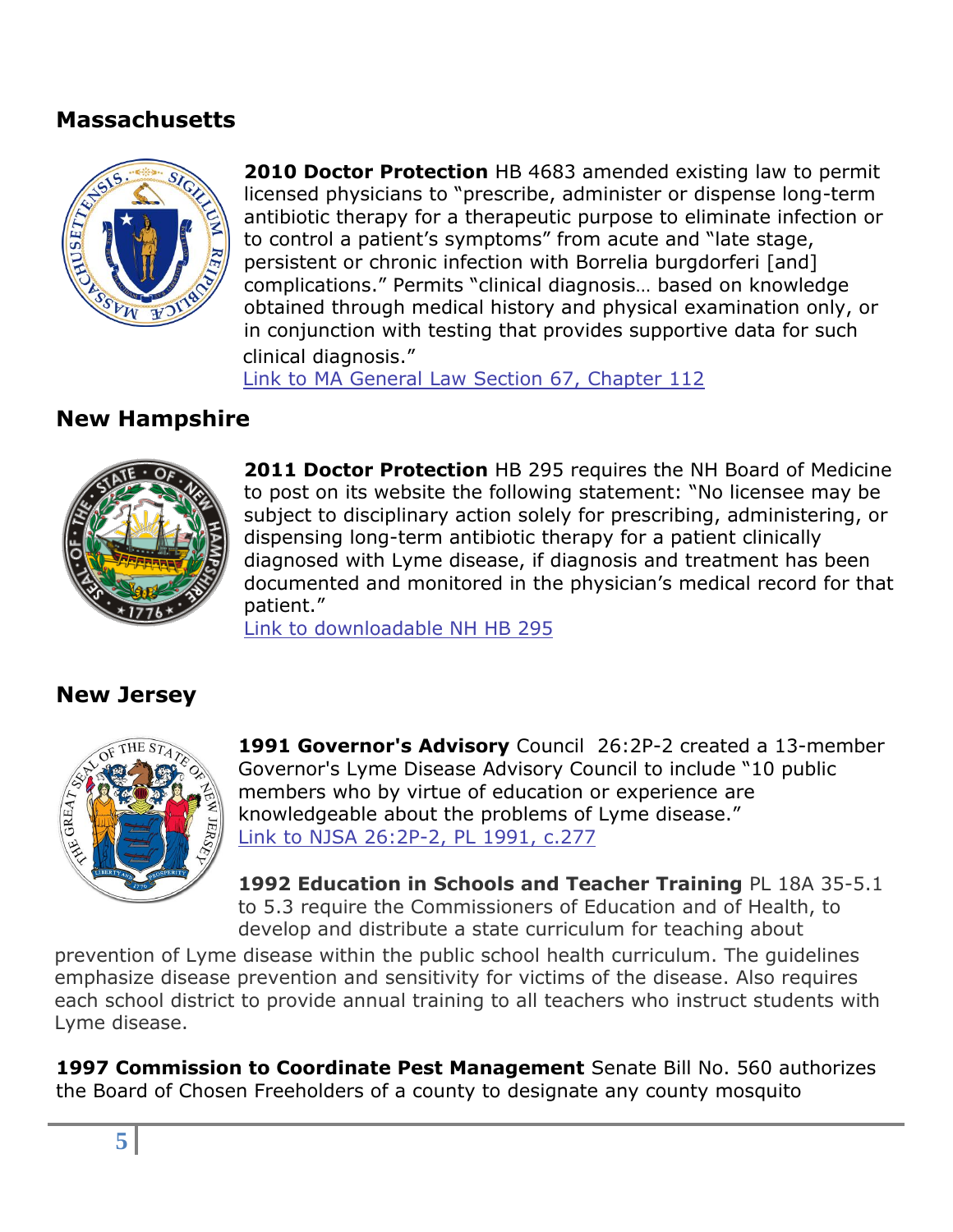## Massachusetts

**2010 Doctor Protection** HB 4683 amended existing law to permit licensed physicians to "prescribe, administer or dispense long-term antibiotic therapy for a therapeutic purpose to eliminate infection or to control a patient's symptoms" from acute and "late stage, persistent or chronic infection with Borrelia burgdorferi [and] complications." Permits "clinical diagnosis… based on knowledge obtained through medical history and physical examination only, or in conjunction with testing that provides supportive data for such clinical diagnosis."
Link to MA General Law Section 67, Chapter 112

## New Hampshire

**2011 Doctor Protection** HB 295 requires the NH Board of Medicine to post on its website the following statement: "No licensee may be subject to disciplinary action solely for prescribing, administering, or dispensing long-term antibiotic therapy for a patient clinically diagnosed with Lyme disease, if diagnosis and treatment has been documented and monitored in the physician's medical record for that patient."
Link to downloadable NH HB 295

## New Jersey

**1991 Governor's Advisory** Council 26:2P-2 created a 13-member Governor's Lyme Disease Advisory Council to include "10 public members who by virtue of education or experience are knowledgeable about the problems of Lyme disease."
Link to NJSA 26:2P-2, PL 1991, c.277

**1992 Education in Schools and Teacher Training** PL 18A 35-5.1 to 5.3 require the Commissioners of Education and of Health, to develop and distribute a state curriculum for teaching about prevention of Lyme disease within the public school health curriculum. The guidelines emphasize disease prevention and sensitivity for victims of the disease. Also requires each school district to provide annual training to all teachers who instruct students with Lyme disease.

**1997 Commission to Coordinate Pest Management** Senate Bill No. 560 authorizes the Board of Chosen Freeholders of a county to designate any county mosquito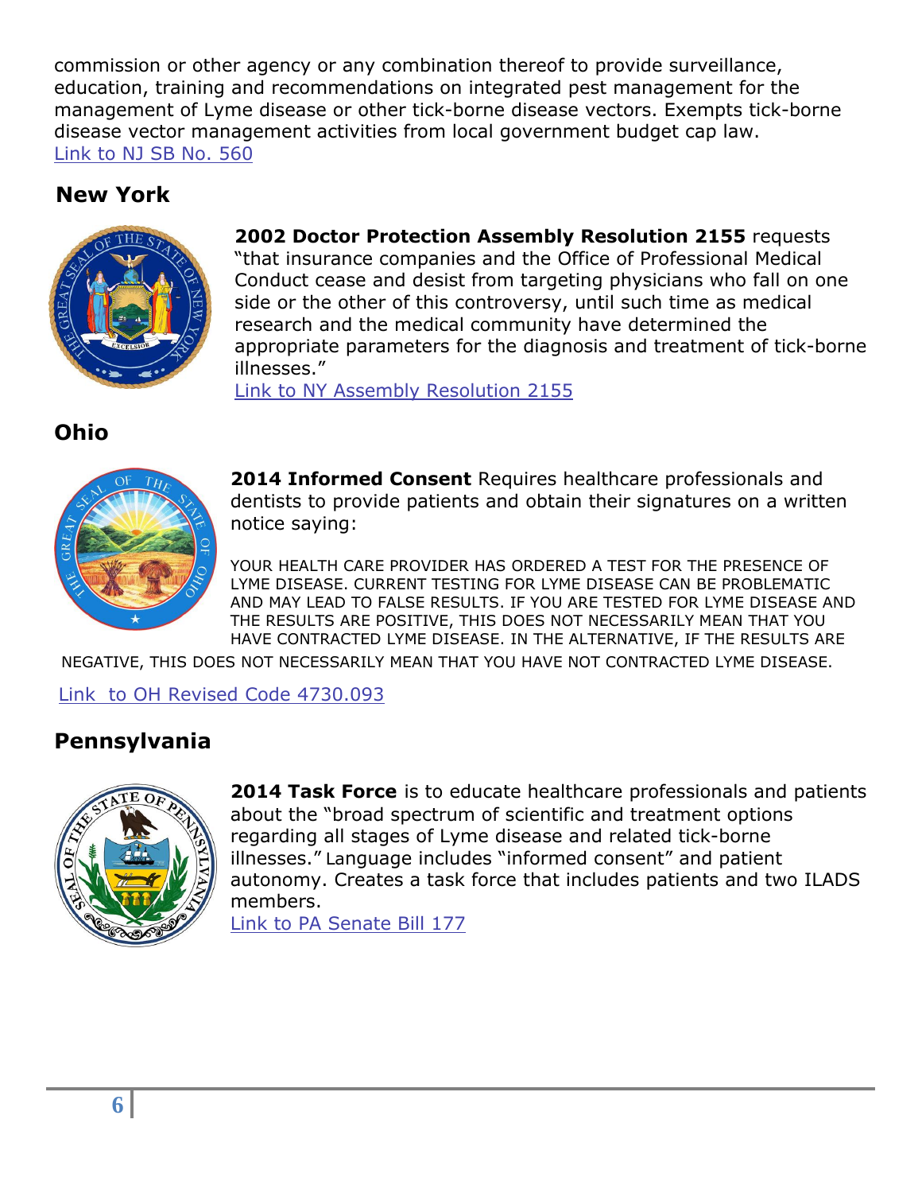commission or other agency or any combination thereof to provide surveillance, education, training and recommendations on integrated pest management for the management of Lyme disease or other tick-borne disease vectors. Exempts tick-borne disease vector management activities from local government budget cap law.
Link to NJ SB No. 560

## New York

**2002 Doctor Protection Assembly Resolution 2155** requests "that insurance companies and the Office of Professional Medical Conduct cease and desist from targeting physicians who fall on one side or the other of this controversy, until such time as medical research and the medical community have determined the appropriate parameters for the diagnosis and treatment of tick-borne illnesses."
Link to NY Assembly Resolution 2155

## Ohio

**2014 Informed Consent** Requires healthcare professionals and dentists to provide patients and obtain their signatures on a written notice saying:

YOUR HEALTH CARE PROVIDER HAS ORDERED A TEST FOR THE PRESENCE OF LYME DISEASE. CURRENT TESTING FOR LYME DISEASE CAN BE PROBLEMATIC AND MAY LEAD TO FALSE RESULTS. IF YOU ARE TESTED FOR LYME DISEASE AND THE RESULTS ARE POSITIVE, THIS DOES NOT NECESSARILY MEAN THAT YOU HAVE CONTRACTED LYME DISEASE. IN THE ALTERNATIVE, IF THE RESULTS ARE NEGATIVE, THIS DOES NOT NECESSARILY MEAN THAT YOU HAVE NOT CONTRACTED LYME DISEASE.

Link to OH Revised Code 4730.093

## Pennsylvania

**2014 Task Force** is to educate healthcare professionals and patients about the "broad spectrum of scientific and treatment options regarding all stages of Lyme disease and related tick-borne illnesses." Language includes "informed consent" and patient autonomy. Creates a task force that includes patients and two ILADS members.
Link to PA Senate Bill 177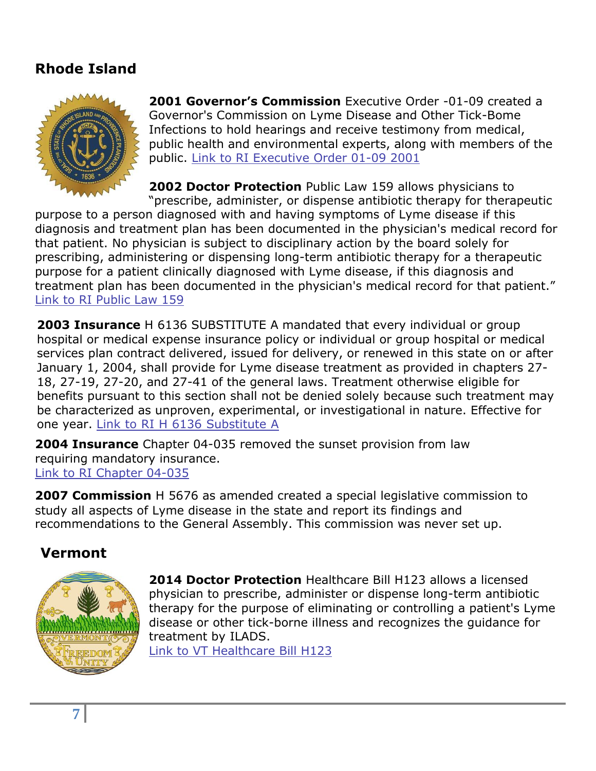## Rhode Island

**2001 Governor's Commission** Executive Order -01-09 created a Governor's Commission on Lyme Disease and Other Tick-Bome Infections to hold hearings and receive testimony from medical, public health and environmental experts, along with members of the public. Link to RI Executive Order 01-09 2001

**2002 Doctor Protection** Public Law 159 allows physicians to "prescribe, administer, or dispense antibiotic therapy for therapeutic purpose to a person diagnosed with and having symptoms of Lyme disease if this diagnosis and treatment plan has been documented in the physician's medical record for that patient. No physician is subject to disciplinary action by the board solely for prescribing, administering or dispensing long-term antibiotic therapy for a therapeutic purpose for a patient clinically diagnosed with Lyme disease, if this diagnosis and treatment plan has been documented in the physician's medical record for that patient." Link to RI Public Law 159

**2003 Insurance** H 6136 SUBSTITUTE A mandated that every individual or group hospital or medical expense insurance policy or individual or group hospital or medical services plan contract delivered, issued for delivery, or renewed in this state on or after January 1, 2004, shall provide for Lyme disease treatment as provided in chapters 27-18, 27-19, 27-20, and 27-41 of the general laws. Treatment otherwise eligible for benefits pursuant to this section shall not be denied solely because such treatment may be characterized as unproven, experimental, or investigational in nature. Effective for one year. Link to RI H 6136 Substitute A

**2004 Insurance** Chapter 04-035 removed the sunset provision from law requiring mandatory insurance.
Link to RI Chapter 04-035

**2007 Commission** H 5676 as amended created a special legislative commission to study all aspects of Lyme disease in the state and report its findings and recommendations to the General Assembly. This commission was never set up.

## Vermont

**2014 Doctor Protection** Healthcare Bill H123 allows a licensed physician to prescribe, administer or dispense long-term antibiotic therapy for the purpose of eliminating or controlling a patient's Lyme disease or other tick-borne illness and recognizes the guidance for treatment by ILADS.
Link to VT Healthcare Bill H123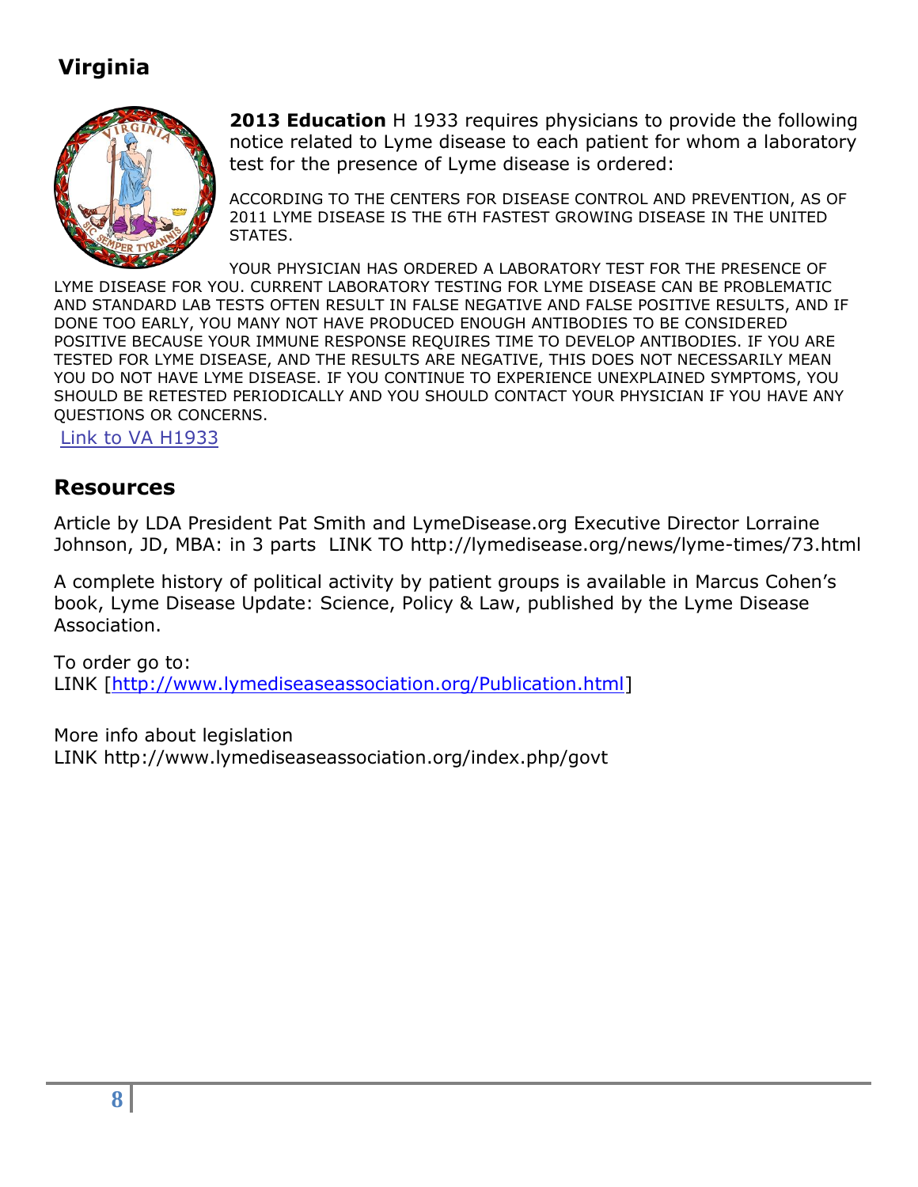## Virginia

**2013 Education** H 1933 requires physicians to provide the following notice related to Lyme disease to each patient for whom a laboratory test for the presence of Lyme disease is ordered:

ACCORDING TO THE CENTERS FOR DISEASE CONTROL AND PREVENTION, AS OF 2011 LYME DISEASE IS THE 6TH FASTEST GROWING DISEASE IN THE UNITED STATES.

YOUR PHYSICIAN HAS ORDERED A LABORATORY TEST FOR THE PRESENCE OF LYME DISEASE FOR YOU. CURRENT LABORATORY TESTING FOR LYME DISEASE CAN BE PROBLEMATIC AND STANDARD LAB TESTS OFTEN RESULT IN FALSE NEGATIVE AND FALSE POSITIVE RESULTS, AND IF DONE TOO EARLY, YOU MANY NOT HAVE PRODUCED ENOUGH ANTIBODIES TO BE CONSIDERED POSITIVE BECAUSE YOUR IMMUNE RESPONSE REQUIRES TIME TO DEVELOP ANTIBODIES. IF YOU ARE TESTED FOR LYME DISEASE, AND THE RESULTS ARE NEGATIVE, THIS DOES NOT NECESSARILY MEAN YOU DO NOT HAVE LYME DISEASE. IF YOU CONTINUE TO EXPERIENCE UNEXPLAINED SYMPTOMS, YOU SHOULD BE RETESTED PERIODICALLY AND YOU SHOULD CONTACT YOUR PHYSICIAN IF YOU HAVE ANY QUESTIONS OR CONCERNS.

Link to VA H1933

## Resources

Article by LDA President Pat Smith and LymeDisease.org Executive Director Lorraine Johnson, JD, MBA: in 3 parts LINK TO http://lymedisease.org/news/lyme-times/73.html

A complete history of political activity by patient groups is available in Marcus Cohen's book, Lyme Disease Update: Science, Policy & Law, published by the Lyme Disease Association.

To order go to:
LINK [http://www.lymediseaseassociation.org/Publication.html]

More info about legislation
LINK http://www.lymediseaseassociation.org/index.php/govt